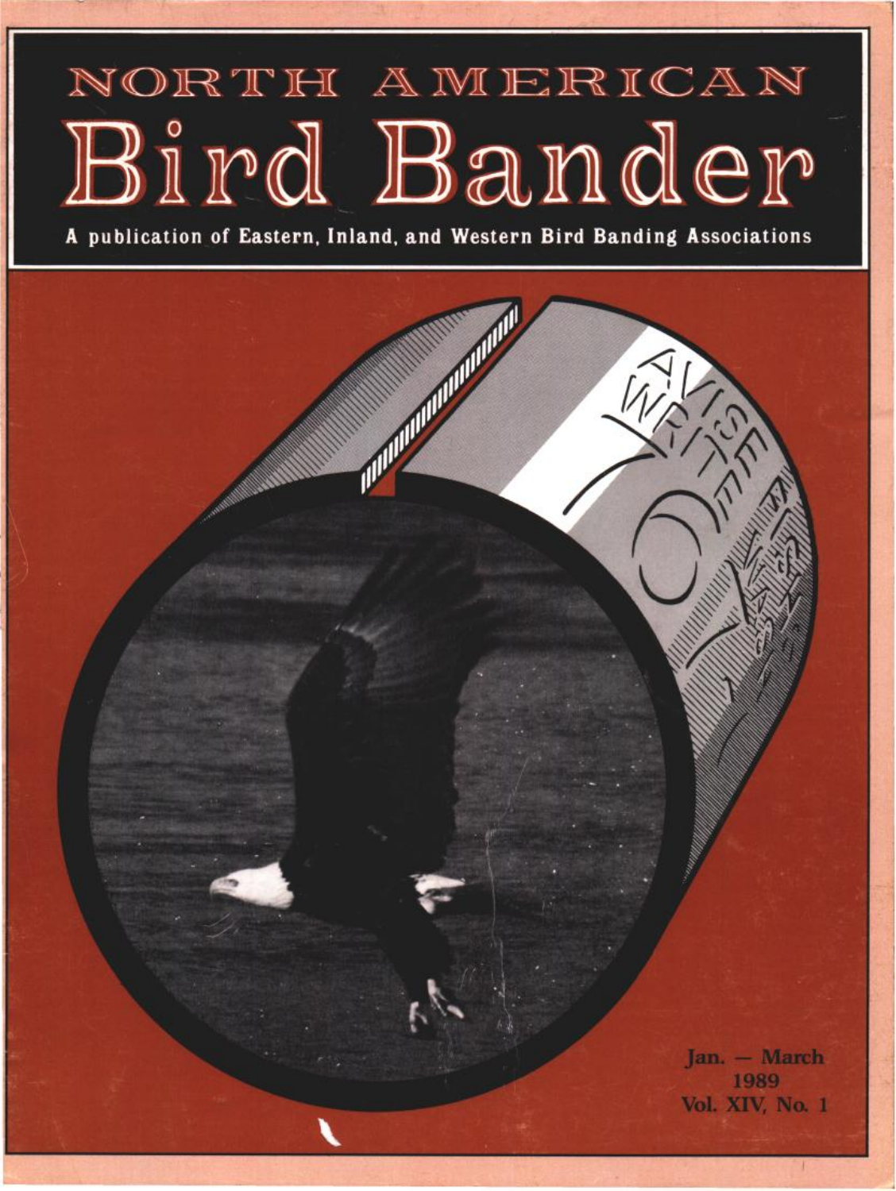# NORTH AMERICAN Bird Bander

**A publication of Eastern, Inland, and Western Bird Banding Associations**

Jan. — March
1989
Vol. XIV, No. 1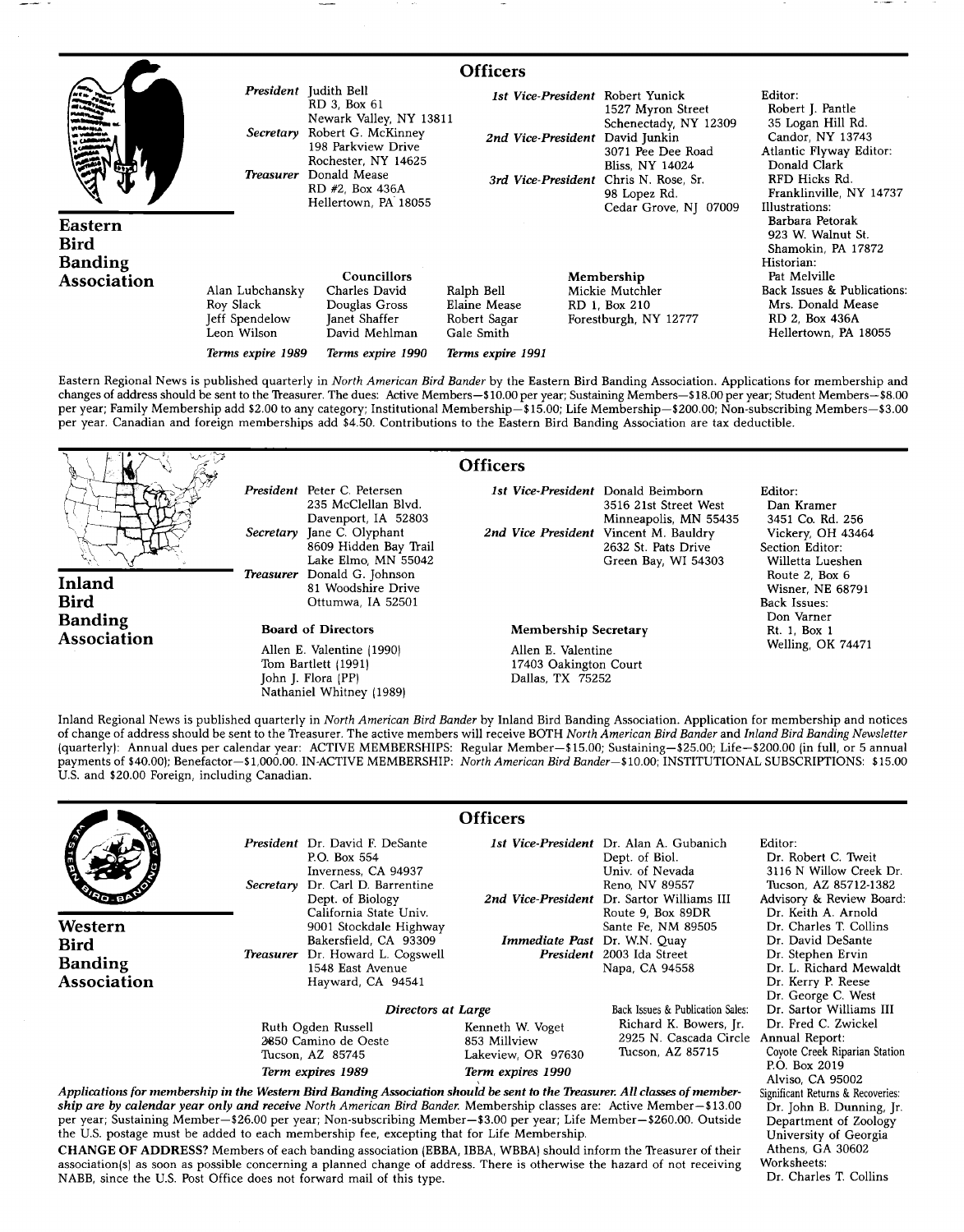## Eastern Bird Banding Association

### Officers

*President* Judith Bell
RD 3, Box 61
Newark Valley, NY 13811

*Secretary* Robert G. McKinney
198 Parkview Drive
Rochester, NY 14625

*Treasurer* Donald Mease
RD #2, Box 436A
Hellertown, PA 18055

*1st Vice-President* Robert Yunick
1527 Myron Street
Schenectady, NY 12309

*2nd Vice-President* David Junkin
3071 Pee Dee Road
Bliss, NY 14024

*3rd Vice-President* Chris N. Rose, Sr.
98 Lopez Rd.
Cedar Grove, NJ 07009

Editor:
Robert J. Pantle
35 Logan Hill Rd.
Candor, NY 13743

Atlantic Flyway Editor:
Donald Clark
RFD Hicks Rd.
Franklinville, NY 14737

Illustrations:
Barbara Petorak
923 W. Walnut St.
Shamokin, PA 17872

Historian:
Pat Melville

Back Issues & Publications:
Mrs. Donald Mease
RD 2, Box 436A
Hellertown, PA 18055

**Councillors**

| | | |
|---|---|---|
| Alan Lubchansky | Charles David | Ralph Bell |
| Roy Slack | Douglas Gross | Elaine Mease |
| Jeff Spendelow | Janet Shaffer | Robert Sagar |
| Leon Wilson | David Mehlman | Gale Smith |
| *Terms expire 1989* | *Terms expire 1990* | *Terms expire 1991* |

**Membership**
Mickie Mutchler
RD 1, Box 210
Forestburgh, NY 12777

Eastern Regional News is published quarterly in *North American Bird Bander* by the Eastern Bird Banding Association. Applications for membership and changes of address should be sent to the Treasurer. The dues: Active Members—$10.00 per year; Sustaining Members—$18.00 per year; Student Members—$8.00 per year; Family Membership add $2.00 to any category; Institutional Membership—$15.00; Life Membership—$200.00; Non-subscribing Members—$3.00 per year. Canadian and foreign memberships add $4.50. Contributions to the Eastern Bird Banding Association are tax deductible.

## Inland Bird Banding Association

### Officers

*President* Peter C. Petersen
235 McClellan Blvd.
Davenport, IA 52803

*Secretary* Jane C. Olyphant
8609 Hidden Bay Trail
Lake Elmo, MN 55042

*Treasurer* Donald G. Johnson
81 Woodshire Drive
Ottumwa, IA 52501

*1st Vice-President* Donald Beimborn
3516 21st Street West
Minneapolis, MN 55435

*2nd Vice President* Vincent M. Bauldry
2632 St. Pats Drive
Green Bay, WI 54303

Editor:
Dan Kramer
3451 Co. Rd. 256
Vickery, OH 43464

Section Editor:
Willetta Lueshen
Route 2, Box 6
Wisner, NE 68791

Back Issues:
Don Varner
Rt. 1, Box 1
Welling, OK 74471

**Board of Directors**

Allen E. Valentine (1990)
Tom Bartlett (1991)
John J. Flora (PP)
Nathaniel Whitney (1989)

**Membership Secretary**

Allen E. Valentine
17403 Oakington Court
Dallas, TX 75252

Inland Regional News is published quarterly in *North American Bird Bander* by Inland Bird Banding Association. Application for membership and notices of change of address should be sent to the Treasurer. The active members will receive BOTH *North American Bird Bander* and *Inland Bird Banding Newsletter* (quarterly): Annual dues per calendar year: ACTIVE MEMBERSHIPS: Regular Member—$15.00; Sustaining—$25.00; Life—$200.00 (in full, or 5 annual payments of $40.00); Benefactor—$1,000.00. IN-ACTIVE MEMBERSHIP: *North American Bird Bander*—$10.00; INSTITUTIONAL SUBSCRIPTIONS: $15.00 U.S. and $20.00 Foreign, including Canadian.

## Western Bird Banding Association

### Officers

*President* Dr. David F. DeSante
P.O. Box 554
Inverness, CA 94937

*Secretary* Dr. Carl D. Barrentine
Dept. of Biology
California State Univ.
9001 Stockdale Highway
Bakersfield, CA 93309

*Treasurer* Dr. Howard L. Cogswell
1548 East Avenue
Hayward, CA 94541

*1st Vice-President* Dr. Alan A. Gubanich
Dept. of Biol.
Univ. of Nevada
Reno, NV 89557

*2nd Vice-President* Dr. Sartor Williams III
Route 9, Box 89DR
Sante Fe, NM 89505

*Immediate Past President* Dr. W.N. Quay
2003 Ida Street
Napa, CA 94558

Editor:
Dr. Robert C. Tweit
3116 N Willow Creek Dr.
Tucson, AZ 85712-1382

Advisory & Review Board:
Dr. Keith A. Arnold
Dr. Charles T. Collins
Dr. David DeSante
Dr. Stephen Ervin
Dr. L. Richard Mewaldt
Dr. Kerry P. Reese
Dr. George C. West
Dr. Sartor Williams III
Dr. Fred C. Zwickel

Annual Report:
Coyote Creek Riparian Station
P.O. Box 2019
Alviso, CA 95002

Significant Returns & Recoveries:
Dr. John B. Dunning, Jr.
Department of Zoology
University of Georgia
Athens, GA 30602

Worksheets:
Dr. Charles T. Collins

***Directors at Large***

Ruth Ogden Russell
2850 Camino de Oeste
Tucson, AZ 85745
*Term expires 1989*

Kenneth W. Voget
853 Millview
Lakeview, OR 97630
*Term expires 1990*

Back Issues & Publication Sales:
Richard K. Bowers, Jr.
2925 N. Cascada Circle
Tucson, AZ 85715

***Applications for membership in the Western Bird Banding Association should be sent to the Treasurer. All classes of membership are by calendar year only and receive*** *North American Bird Bander.* Membership classes are: Active Member—$13.00 per year; Sustaining Member—$26.00 per year; Non-subscribing Member—$3.00 per year; Life Member—$260.00. Outside the U.S. postage must be added to each membership fee, excepting that for Life Membership.

**CHANGE OF ADDRESS?** Members of each banding association (EBBA, IBBA, WBBA) should inform the Treasurer of their association(s) as soon as possible concerning a planned change of address. There is otherwise the hazard of not receiving NABB, since the U.S. Post Office does not forward mail of this type.